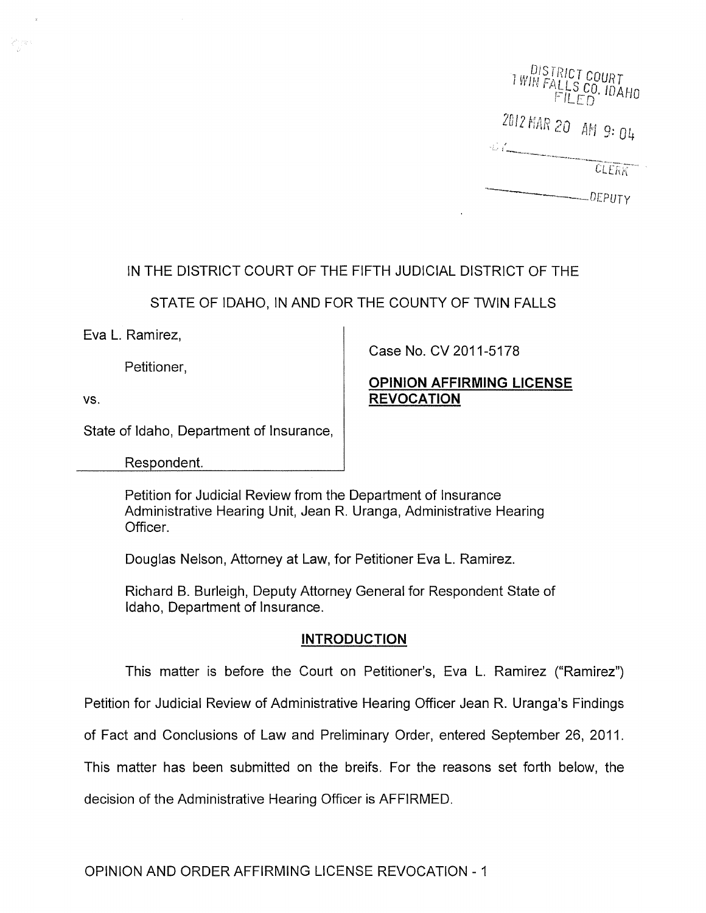DISTRICT COURT
TWIN FALLS CO. IDAHO
FILED

2012 MAR 20 AM 9: 04

BY ______________ CLERK

______________ DEPUTY

IN THE DISTRICT COURT OF THE FIFTH JUDICIAL DISTRICT OF THE

STATE OF IDAHO, IN AND FOR THE COUNTY OF TWIN FALLS

| | |
|---|---|
| Eva L. Ramirez,<br><br>Petitioner,<br><br>vs.<br><br>State of Idaho, Department of Insurance,<br><br>Respondent. | Case No. CV 2011-5178<br><br>**OPINION AFFIRMING LICENSE REVOCATION** |

Petition for Judicial Review from the Department of Insurance Administrative Hearing Unit, Jean R. Uranga, Administrative Hearing Officer.

Douglas Nelson, Attorney at Law, for Petitioner Eva L. Ramirez.

Richard B. Burleigh, Deputy Attorney General for Respondent State of Idaho, Department of Insurance.

## INTRODUCTION

This matter is before the Court on Petitioner's, Eva L. Ramirez ("Ramirez") Petition for Judicial Review of Administrative Hearing Officer Jean R. Uranga's Findings of Fact and Conclusions of Law and Preliminary Order, entered September 26, 2011. This matter has been submitted on the breifs. For the reasons set forth below, the decision of the Administrative Hearing Officer is AFFIRMED.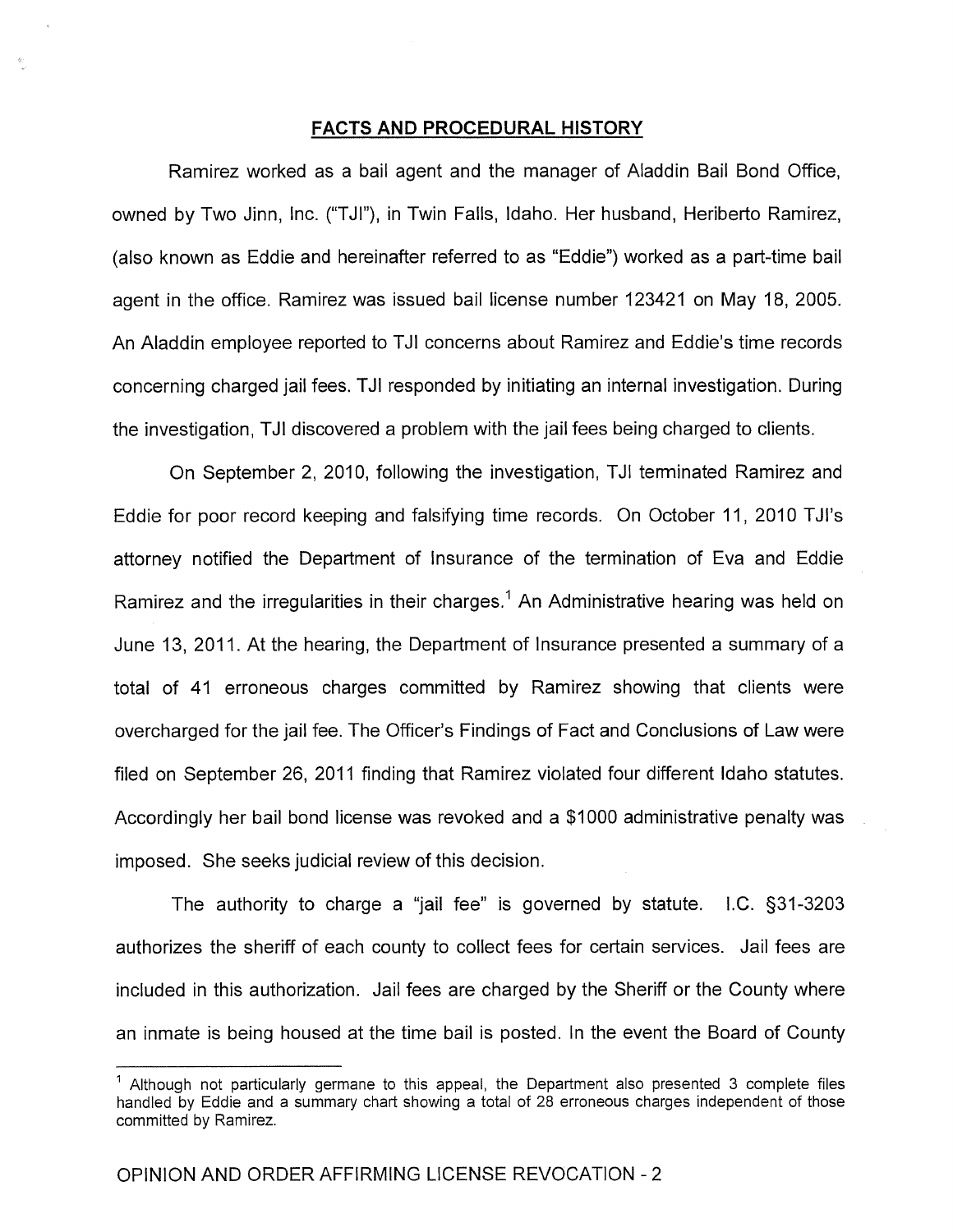## FACTS AND PROCEDURAL HISTORY

Ramirez worked as a bail agent and the manager of Aladdin Bail Bond Office, owned by Two Jinn, Inc. ("TJI"), in Twin Falls, Idaho. Her husband, Heriberto Ramirez, (also known as Eddie and hereinafter referred to as "Eddie") worked as a part-time bail agent in the office. Ramirez was issued bail license number 123421 on May 18, 2005. An Aladdin employee reported to TJI concerns about Ramirez and Eddie's time records concerning charged jail fees. TJI responded by initiating an internal investigation. During the investigation, TJI discovered a problem with the jail fees being charged to clients.

On September 2, 2010, following the investigation, TJI terminated Ramirez and Eddie for poor record keeping and falsifying time records. On October 11, 2010 TJI's attorney notified the Department of Insurance of the termination of Eva and Eddie Ramirez and the irregularities in their charges.[1] An Administrative hearing was held on June 13, 2011. At the hearing, the Department of Insurance presented a summary of a total of 41 erroneous charges committed by Ramirez showing that clients were overcharged for the jail fee. The Officer's Findings of Fact and Conclusions of Law were filed on September 26, 2011 finding that Ramirez violated four different Idaho statutes. Accordingly her bail bond license was revoked and a $1000 administrative penalty was imposed. She seeks judicial review of this decision.

The authority to charge a "jail fee" is governed by statute. I.C. §31-3203 authorizes the sheriff of each county to collect fees for certain services. Jail fees are included in this authorization. Jail fees are charged by the Sheriff or the County where an inmate is being housed at the time bail is posted. In the event the Board of County

---

[1] Although not particularly germane to this appeal, the Department also presented 3 complete files handled by Eddie and a summary chart showing a total of 28 erroneous charges independent of those committed by Ramirez.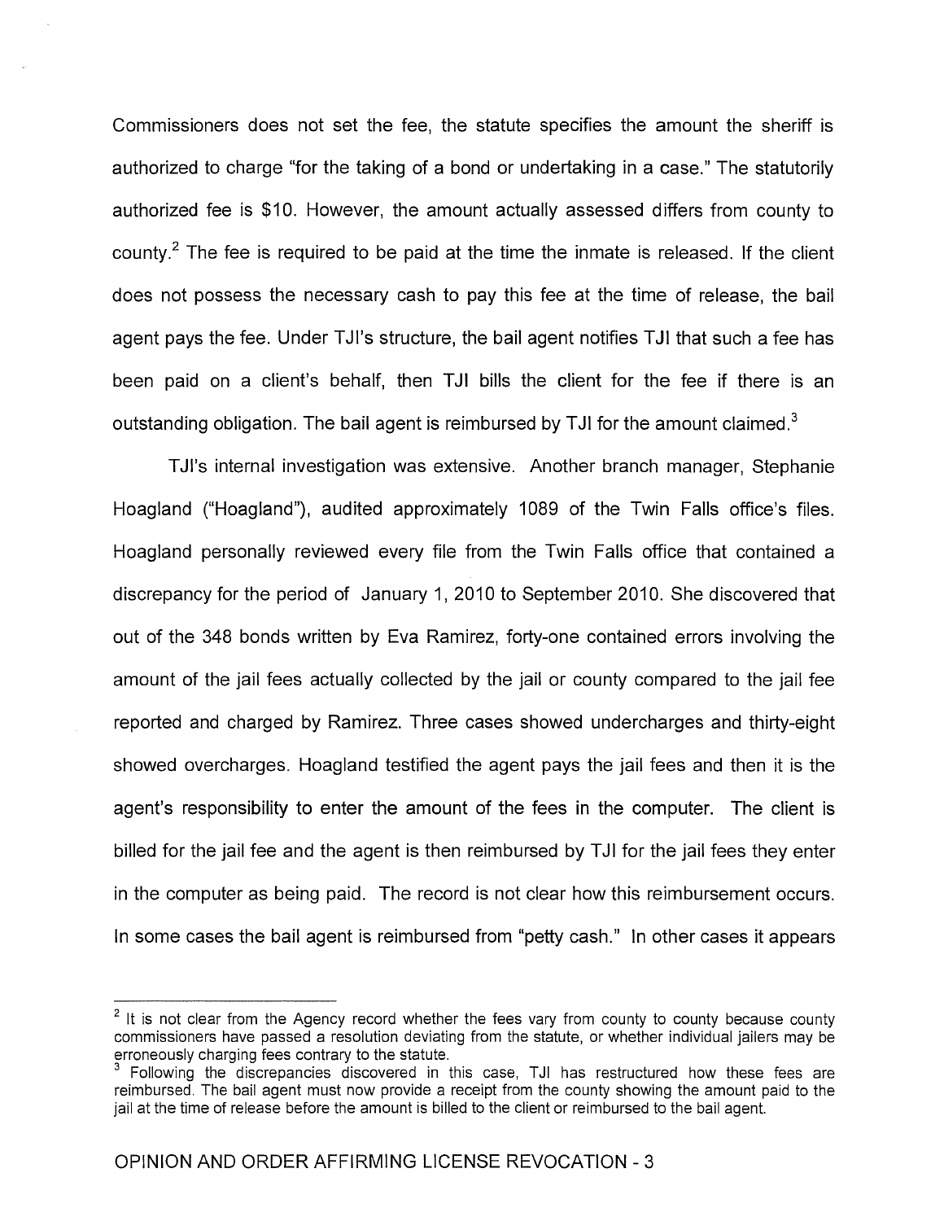Commissioners does not set the fee, the statute specifies the amount the sheriff is authorized to charge "for the taking of a bond or undertaking in a case." The statutorily authorized fee is $10. However, the amount actually assessed differs from county to county.[2] The fee is required to be paid at the time the inmate is released. If the client does not possess the necessary cash to pay this fee at the time of release, the bail agent pays the fee. Under TJI's structure, the bail agent notifies TJI that such a fee has been paid on a client's behalf, then TJI bills the client for the fee if there is an outstanding obligation. The bail agent is reimbursed by TJI for the amount claimed.[3]

TJI's internal investigation was extensive. Another branch manager, Stephanie Hoagland ("Hoagland"), audited approximately 1089 of the Twin Falls office's files. Hoagland personally reviewed every file from the Twin Falls office that contained a discrepancy for the period of January 1, 2010 to September 2010. She discovered that out of the 348 bonds written by Eva Ramirez, forty-one contained errors involving the amount of the jail fees actually collected by the jail or county compared to the jail fee reported and charged by Ramirez. Three cases showed undercharges and thirty-eight showed overcharges. Hoagland testified the agent pays the jail fees and then it is the agent's responsibility to enter the amount of the fees in the computer. The client is billed for the jail fee and the agent is then reimbursed by TJI for the jail fees they enter in the computer as being paid. The record is not clear how this reimbursement occurs. In some cases the bail agent is reimbursed from "petty cash." In other cases it appears

---

[2] It is not clear from the Agency record whether the fees vary from county to county because county commissioners have passed a resolution deviating from the statute, or whether individual jailers may be erroneously charging fees contrary to the statute.

[3] Following the discrepancies discovered in this case, TJI has restructured how these fees are reimbursed. The bail agent must now provide a receipt from the county showing the amount paid to the jail at the time of release before the amount is billed to the client or reimbursed to the bail agent.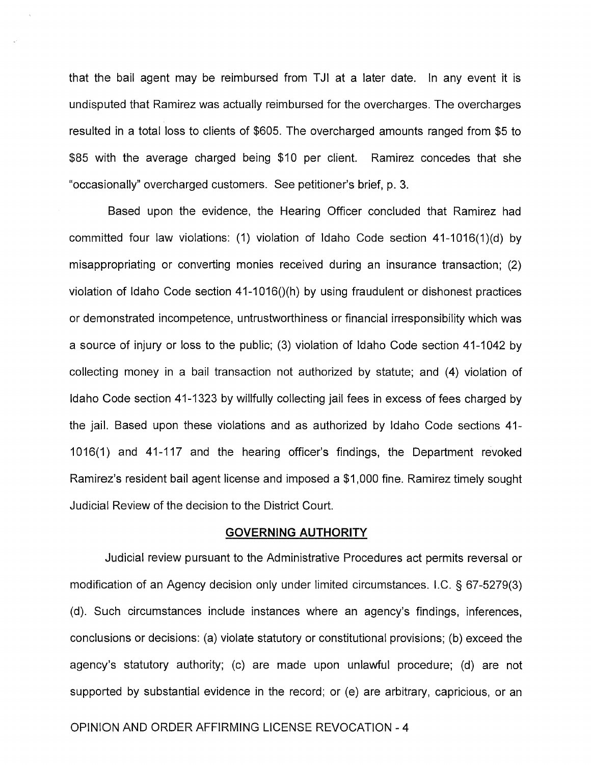that the bail agent may be reimbursed from TJI at a later date. In any event it is undisputed that Ramirez was actually reimbursed for the overcharges. The overcharges resulted in a total loss to clients of $605. The overcharged amounts ranged from $5 to $85 with the average charged being $10 per client. Ramirez concedes that she "occasionally" overcharged customers. See petitioner's brief, p. 3.

Based upon the evidence, the Hearing Officer concluded that Ramirez had committed four law violations: (1) violation of Idaho Code section 41-1016(1)(d) by misappropriating or converting monies received during an insurance transaction; (2) violation of Idaho Code section 41-1016()(h) by using fraudulent or dishonest practices or demonstrated incompetence, untrustworthiness or financial irresponsibility which was a source of injury or loss to the public; (3) violation of Idaho Code section 41-1042 by collecting money in a bail transaction not authorized by statute; and (4) violation of Idaho Code section 41-1323 by willfully collecting jail fees in excess of fees charged by the jail. Based upon these violations and as authorized by Idaho Code sections 41-1016(1) and 41-117 and the hearing officer's findings, the Department revoked Ramirez's resident bail agent license and imposed a $1,000 fine. Ramirez timely sought Judicial Review of the decision to the District Court.

## GOVERNING AUTHORITY

Judicial review pursuant to the Administrative Procedures act permits reversal or modification of an Agency decision only under limited circumstances. I.C. § 67-5279(3)(d). Such circumstances include instances where an agency's findings, inferences, conclusions or decisions: (a) violate statutory or constitutional provisions; (b) exceed the agency's statutory authority; (c) are made upon unlawful procedure; (d) are not supported by substantial evidence in the record; or (e) are arbitrary, capricious, or an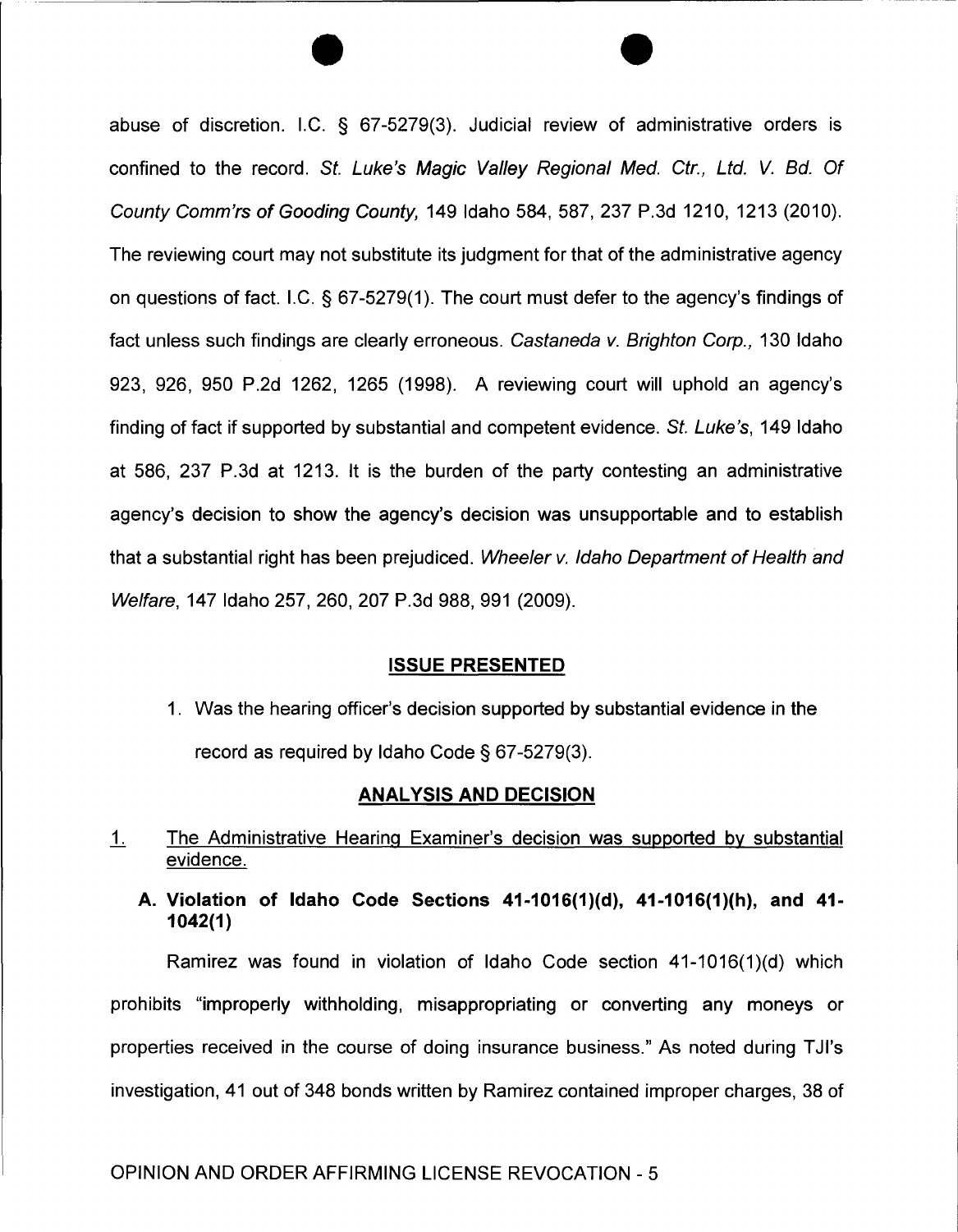abuse of discretion. I.C. § 67-5279(3). Judicial review of administrative orders is confined to the record. *St. Luke's Magic Valley Regional Med. Ctr., Ltd. V. Bd. Of County Comm'rs of Gooding County,* 149 Idaho 584, 587, 237 P.3d 1210, 1213 (2010). The reviewing court may not substitute its judgment for that of the administrative agency on questions of fact. I.C. § 67-5279(1). The court must defer to the agency's findings of fact unless such findings are clearly erroneous. *Castaneda v. Brighton Corp.,* 130 Idaho 923, 926, 950 P.2d 1262, 1265 (1998). A reviewing court will uphold an agency's finding of fact if supported by substantial and competent evidence. *St. Luke's*, 149 Idaho at 586, 237 P.3d at 1213. It is the burden of the party contesting an administrative agency's decision to show the agency's decision was unsupportable and to establish that a substantial right has been prejudiced. *Wheeler v. Idaho Department of Health and Welfare*, 147 Idaho 257, 260, 207 P.3d 988, 991 (2009).

## ISSUE PRESENTED

1. Was the hearing officer's decision supported by substantial evidence in the record as required by Idaho Code § 67-5279(3).

## ANALYSIS AND DECISION

1. The Administrative Hearing Examiner's decision was supported by substantial evidence.

### A. Violation of Idaho Code Sections 41-1016(1)(d), 41-1016(1)(h), and 41-1042(1)

Ramirez was found in violation of Idaho Code section 41-1016(1)(d) which prohibits "improperly withholding, misappropriating or converting any moneys or properties received in the course of doing insurance business." As noted during TJI's investigation, 41 out of 348 bonds written by Ramirez contained improper charges, 38 of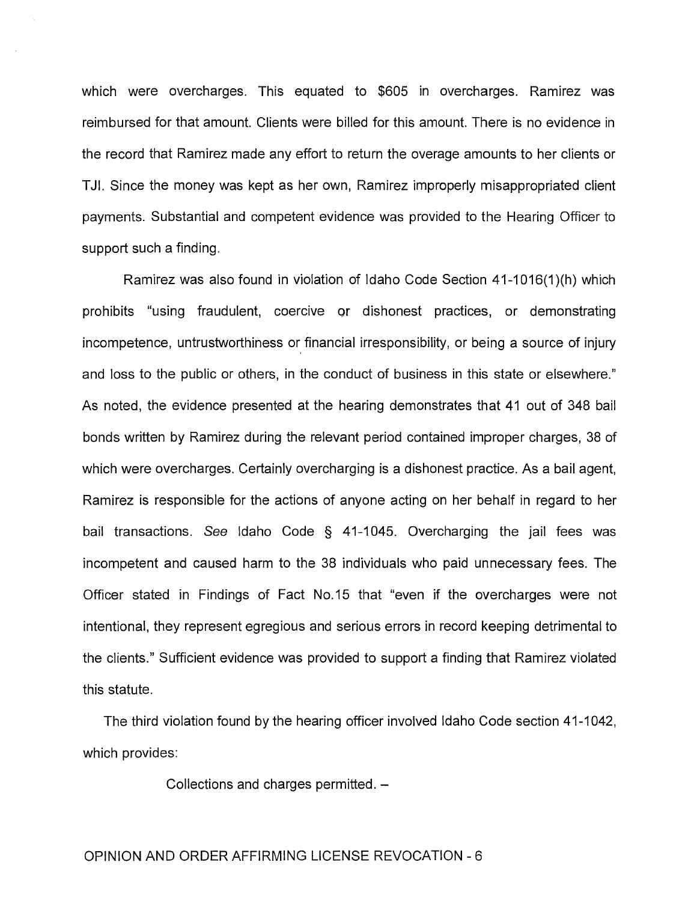which were overcharges. This equated to $605 in overcharges. Ramirez was reimbursed for that amount. Clients were billed for this amount. There is no evidence in the record that Ramirez made any effort to return the overage amounts to her clients or TJI. Since the money was kept as her own, Ramirez improperly misappropriated client payments. Substantial and competent evidence was provided to the Hearing Officer to support such a finding.

Ramirez was also found in violation of Idaho Code Section 41-1016(1)(h) which prohibits "using fraudulent, coercive or dishonest practices, or demonstrating incompetence, untrustworthiness or financial irresponsibility, or being a source of injury and loss to the public or others, in the conduct of business in this state or elsewhere." As noted, the evidence presented at the hearing demonstrates that 41 out of 348 bail bonds written by Ramirez during the relevant period contained improper charges, 38 of which were overcharges. Certainly overcharging is a dishonest practice. As a bail agent, Ramirez is responsible for the actions of anyone acting on her behalf in regard to her bail transactions. *See* Idaho Code § 41-1045. Overcharging the jail fees was incompetent and caused harm to the 38 individuals who paid unnecessary fees. The Officer stated in Findings of Fact No.15 that "even if the overcharges were not intentional, they represent egregious and serious errors in record keeping detrimental to the clients." Sufficient evidence was provided to support a finding that Ramirez violated this statute.

The third violation found by the hearing officer involved Idaho Code section 41-1042, which provides:

> Collections and charges permitted. –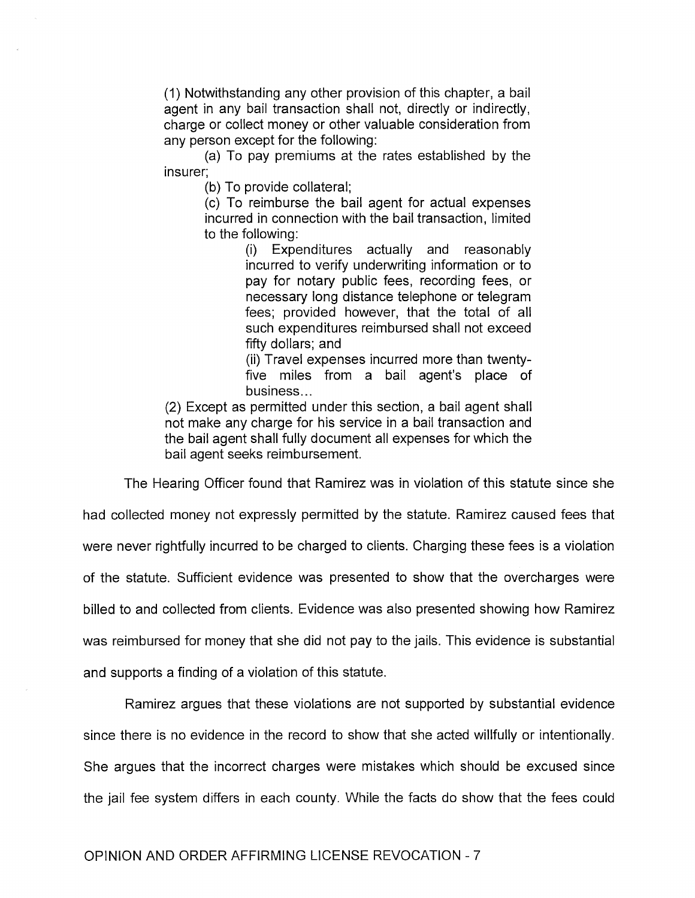> (1) Notwithstanding any other provision of this chapter, a bail agent in any bail transaction shall not, directly or indirectly, charge or collect money or other valuable consideration from any person except for the following:
>
> (a) To pay premiums at the rates established by the insurer;
>
> (b) To provide collateral;
>
> (c) To reimburse the bail agent for actual expenses incurred in connection with the bail transaction, limited to the following:
>
> (i) Expenditures actually and reasonably incurred to verify underwriting information or to pay for notary public fees, recording fees, or necessary long distance telephone or telegram fees; provided however, that the total of all such expenditures reimbursed shall not exceed fifty dollars; and
>
> (ii) Travel expenses incurred more than twenty-five miles from a bail agent's place of business...
>
> (2) Except as permitted under this section, a bail agent shall not make any charge for his service in a bail transaction and the bail agent shall fully document all expenses for which the bail agent seeks reimbursement.

The Hearing Officer found that Ramirez was in violation of this statute since she had collected money not expressly permitted by the statute. Ramirez caused fees that were never rightfully incurred to be charged to clients. Charging these fees is a violation of the statute. Sufficient evidence was presented to show that the overcharges were billed to and collected from clients. Evidence was also presented showing how Ramirez was reimbursed for money that she did not pay to the jails. This evidence is substantial and supports a finding of a violation of this statute.

Ramirez argues that these violations are not supported by substantial evidence since there is no evidence in the record to show that she acted willfully or intentionally. She argues that the incorrect charges were mistakes which should be excused since the jail fee system differs in each county. While the facts do show that the fees could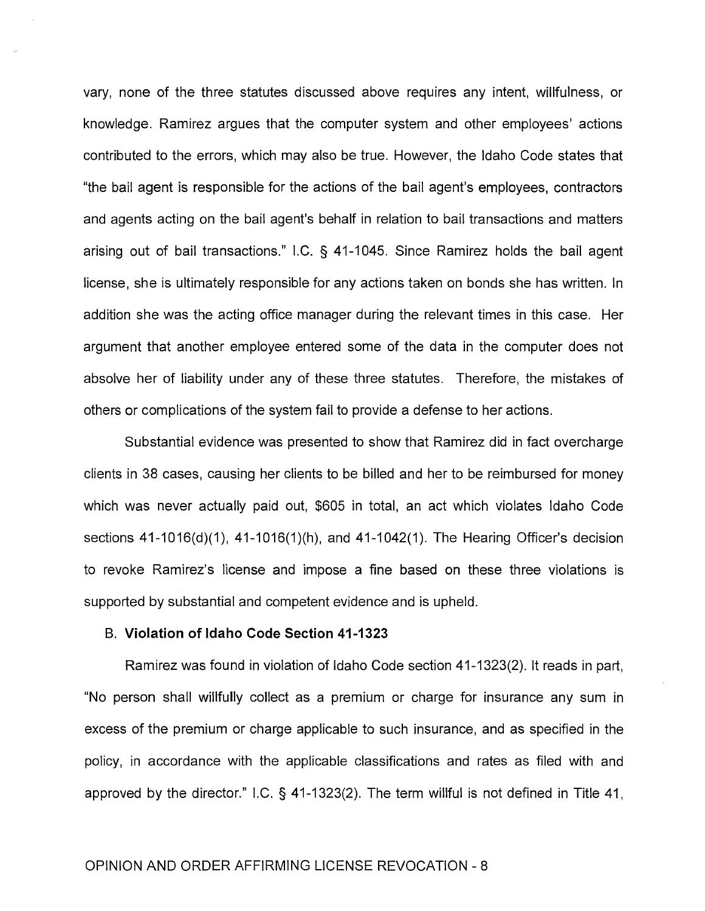vary, none of the three statutes discussed above requires any intent, willfulness, or knowledge. Ramirez argues that the computer system and other employees' actions contributed to the errors, which may also be true. However, the Idaho Code states that "the bail agent is responsible for the actions of the bail agent's employees, contractors and agents acting on the bail agent's behalf in relation to bail transactions and matters arising out of bail transactions." I.C. § 41-1045. Since Ramirez holds the bail agent license, she is ultimately responsible for any actions taken on bonds she has written. In addition she was the acting office manager during the relevant times in this case. Her argument that another employee entered some of the data in the computer does not absolve her of liability under any of these three statutes. Therefore, the mistakes of others or complications of the system fail to provide a defense to her actions.

Substantial evidence was presented to show that Ramirez did in fact overcharge clients in 38 cases, causing her clients to be billed and her to be reimbursed for money which was never actually paid out, $605 in total, an act which violates Idaho Code sections 41-1016(d)(1), 41-1016(1)(h), and 41-1042(1). The Hearing Officer's decision to revoke Ramirez's license and impose a fine based on these three violations is supported by substantial and competent evidence and is upheld.

### B. **Violation of Idaho Code Section 41-1323**

Ramirez was found in violation of Idaho Code section 41-1323(2). It reads in part, "No person shall willfully collect as a premium or charge for insurance any sum in excess of the premium or charge applicable to such insurance, and as specified in the policy, in accordance with the applicable classifications and rates as filed with and approved by the director." I.C. § 41-1323(2). The term willful is not defined in Title 41,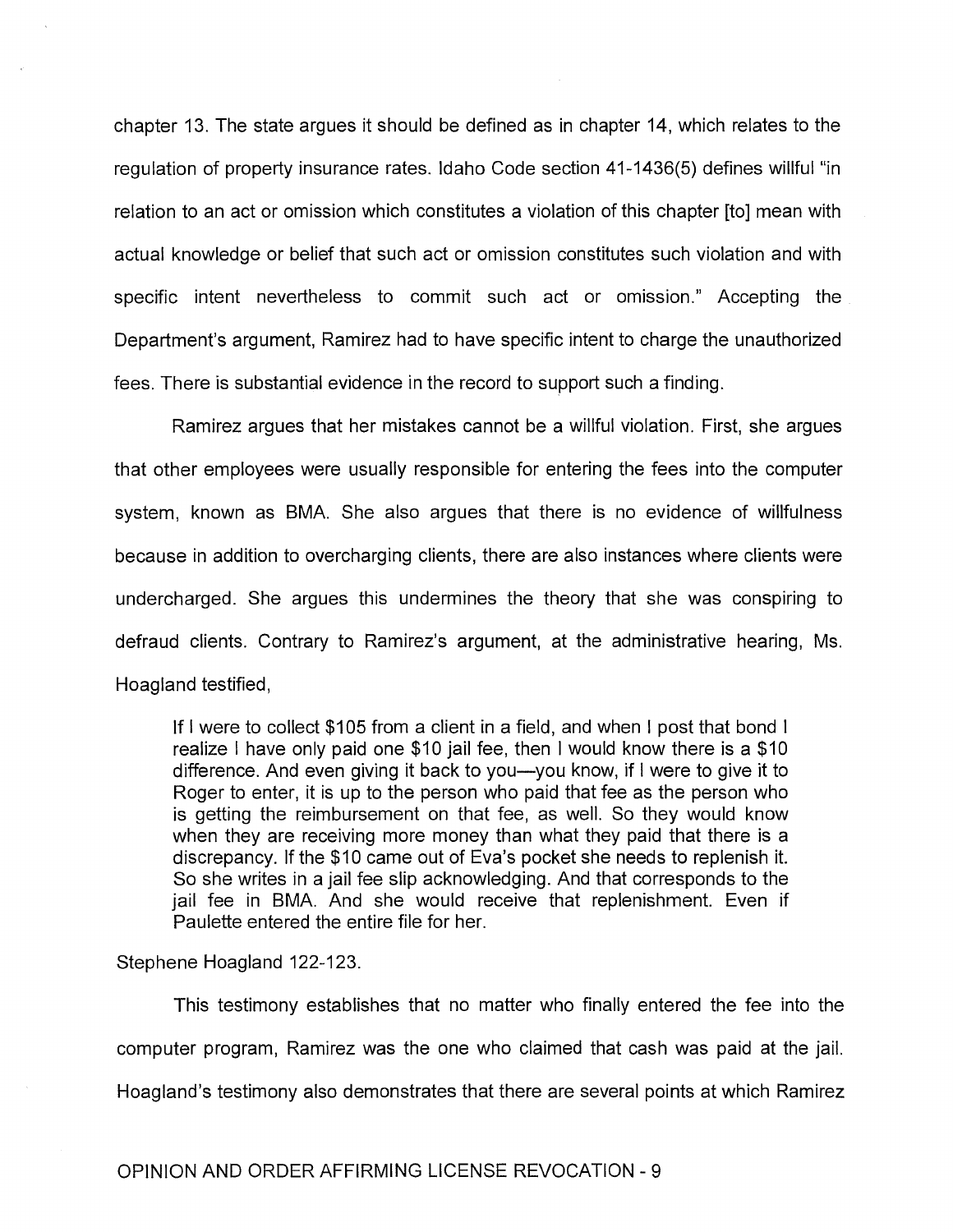chapter 13. The state argues it should be defined as in chapter 14, which relates to the regulation of property insurance rates. Idaho Code section 41-1436(5) defines willful "in relation to an act or omission which constitutes a violation of this chapter [to] mean with actual knowledge or belief that such act or omission constitutes such violation and with specific intent nevertheless to commit such act or omission." Accepting the Department's argument, Ramirez had to have specific intent to charge the unauthorized fees. There is substantial evidence in the record to support such a finding.

Ramirez argues that her mistakes cannot be a willful violation. First, she argues that other employees were usually responsible for entering the fees into the computer system, known as BMA. She also argues that there is no evidence of willfulness because in addition to overcharging clients, there are also instances where clients were undercharged. She argues this undermines the theory that she was conspiring to defraud clients. Contrary to Ramirez's argument, at the administrative hearing, Ms. Hoagland testified,

> If I were to collect $105 from a client in a field, and when I post that bond I realize I have only paid one $10 jail fee, then I would know there is a $10 difference. And even giving it back to you—you know, if I were to give it to Roger to enter, it is up to the person who paid that fee as the person who is getting the reimbursement on that fee, as well. So they would know when they are receiving more money than what they paid that there is a discrepancy. If the $10 came out of Eva's pocket she needs to replenish it. So she writes in a jail fee slip acknowledging. And that corresponds to the jail fee in BMA. And she would receive that replenishment. Even if Paulette entered the entire file for her.

Stephene Hoagland 122-123.

This testimony establishes that no matter who finally entered the fee into the computer program, Ramirez was the one who claimed that cash was paid at the jail. Hoagland's testimony also demonstrates that there are several points at which Ramirez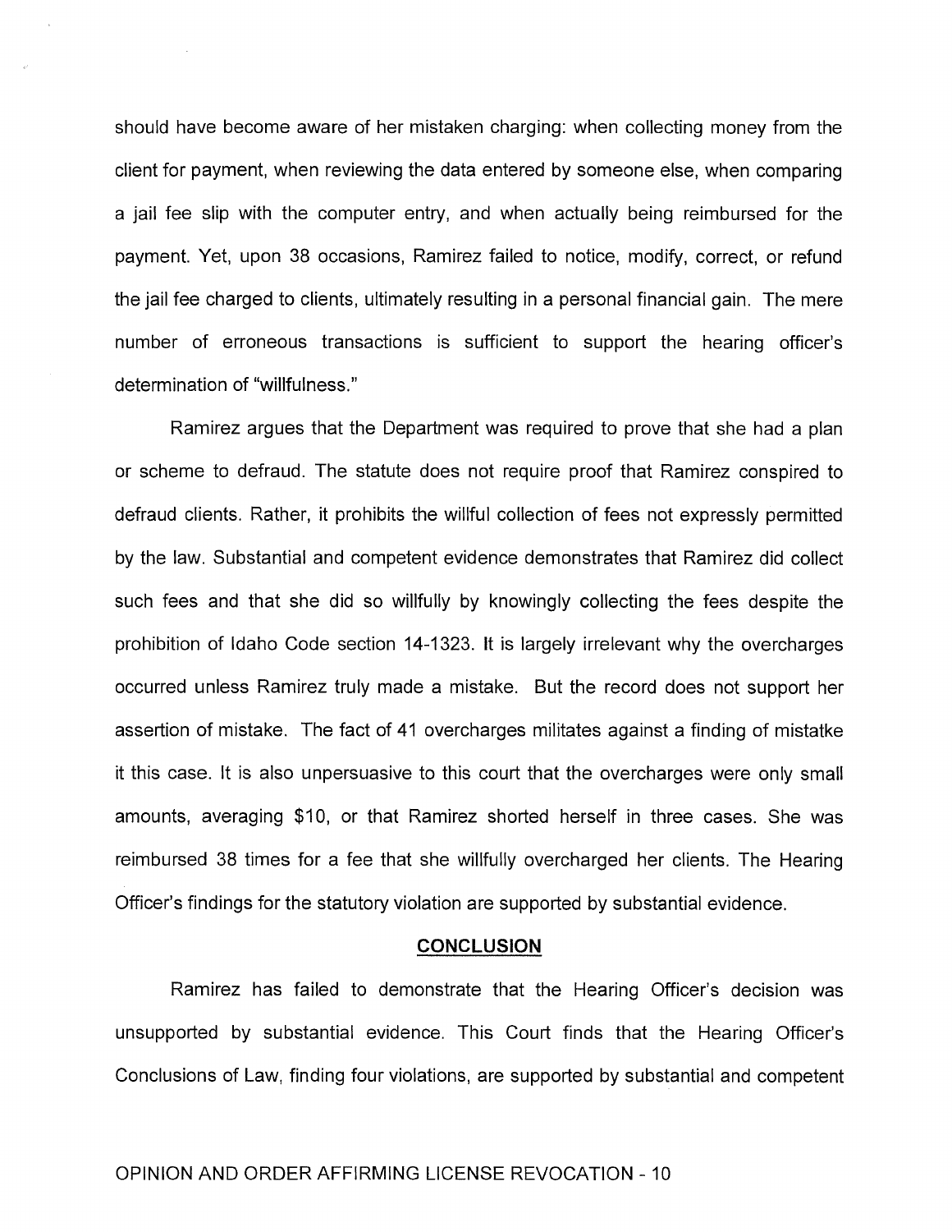should have become aware of her mistaken charging: when collecting money from the client for payment, when reviewing the data entered by someone else, when comparing a jail fee slip with the computer entry, and when actually being reimbursed for the payment. Yet, upon 38 occasions, Ramirez failed to notice, modify, correct, or refund the jail fee charged to clients, ultimately resulting in a personal financial gain. The mere number of erroneous transactions is sufficient to support the hearing officer's determination of "willfulness."

Ramirez argues that the Department was required to prove that she had a plan or scheme to defraud. The statute does not require proof that Ramirez conspired to defraud clients. Rather, it prohibits the willful collection of fees not expressly permitted by the law. Substantial and competent evidence demonstrates that Ramirez did collect such fees and that she did so willfully by knowingly collecting the fees despite the prohibition of Idaho Code section 14-1323. It is largely irrelevant why the overcharges occurred unless Ramirez truly made a mistake. But the record does not support her assertion of mistake. The fact of 41 overcharges militates against a finding of mistatke it this case. It is also unpersuasive to this court that the overcharges were only small amounts, averaging $10, or that Ramirez shorted herself in three cases. She was reimbursed 38 times for a fee that she willfully overcharged her clients. The Hearing Officer's findings for the statutory violation are supported by substantial evidence.

## CONCLUSION

Ramirez has failed to demonstrate that the Hearing Officer's decision was unsupported by substantial evidence. This Court finds that the Hearing Officer's Conclusions of Law, finding four violations, are supported by substantial and competent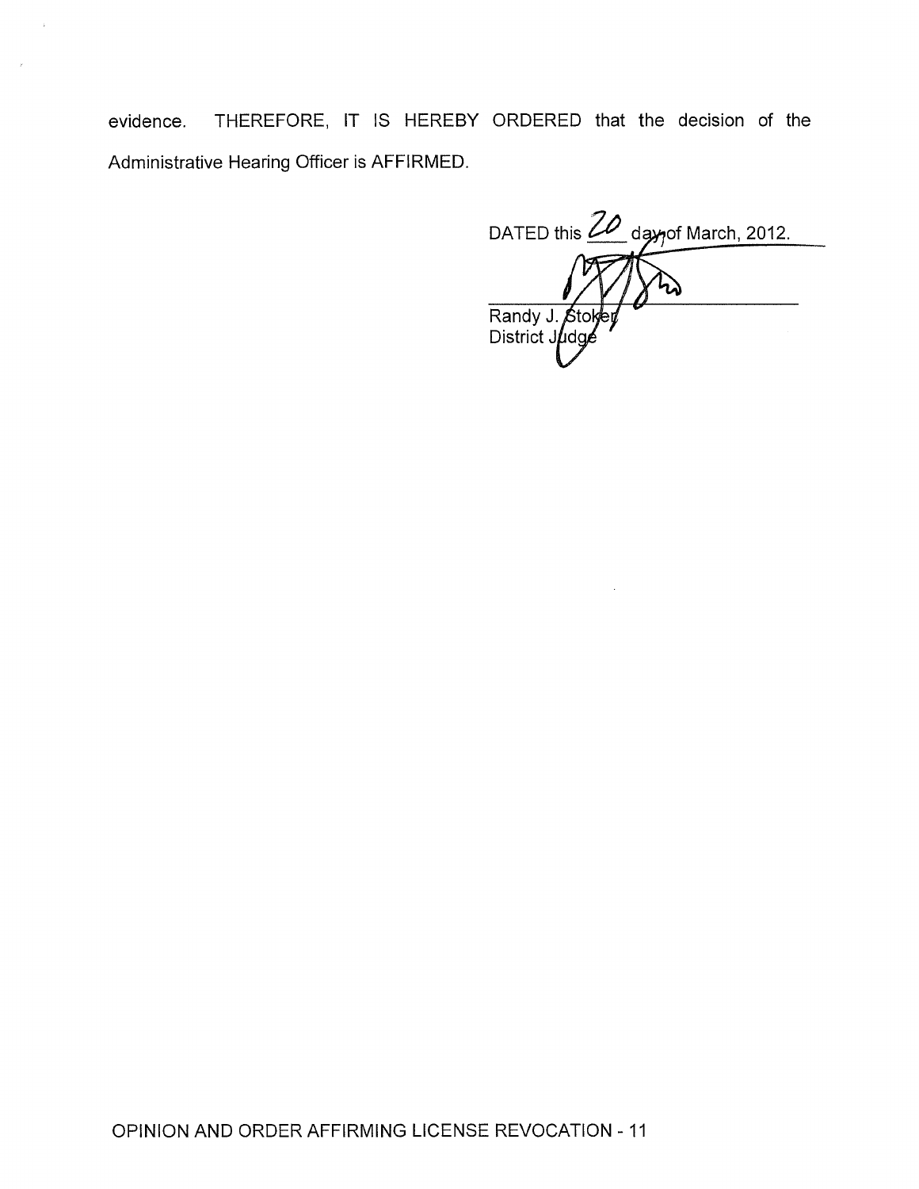evidence. THEREFORE, IT IS HEREBY ORDERED that the decision of the Administrative Hearing Officer is AFFIRMED.

DATED this 20 day of March, 2012.

Randy J. Stoker
District Judge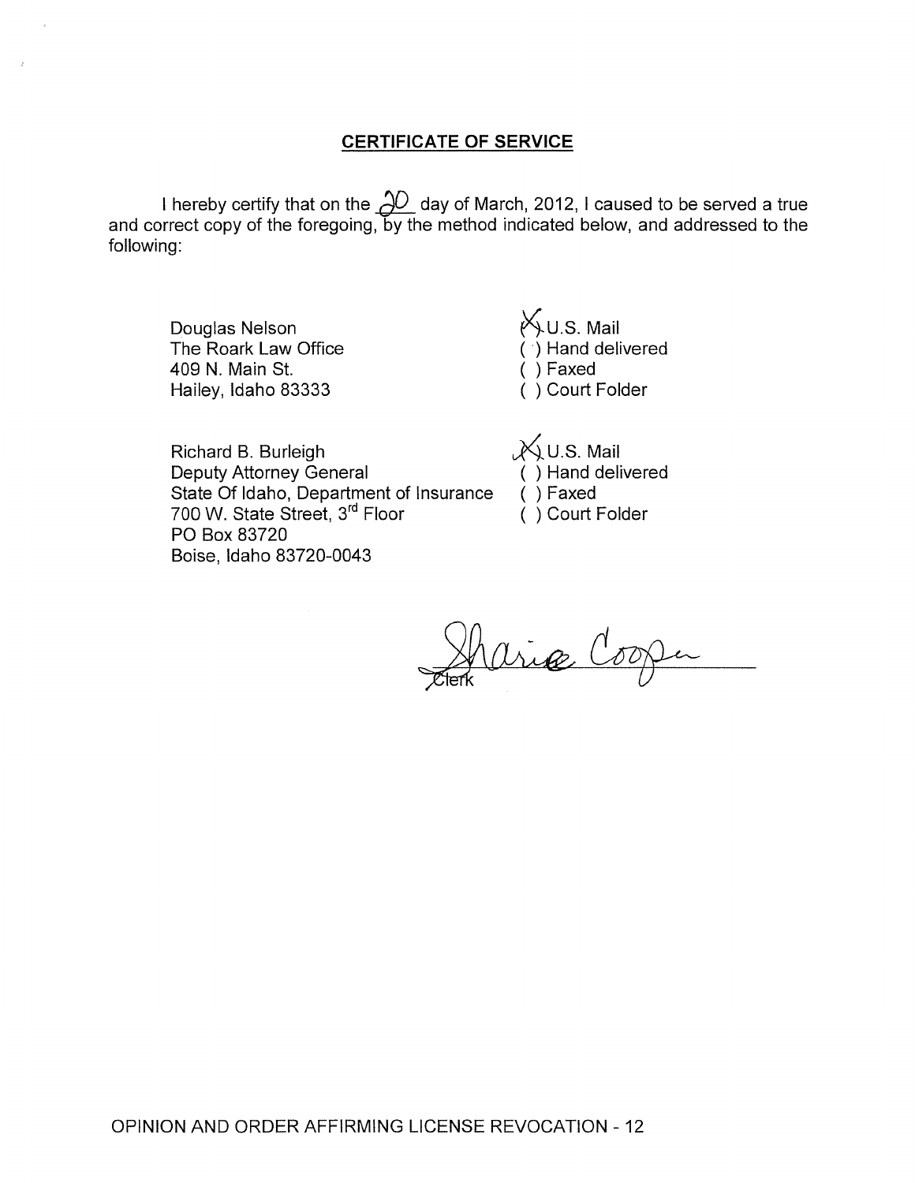## CERTIFICATE OF SERVICE

I hereby certify that on the 20 day of March, 2012, I caused to be served a true and correct copy of the foregoing, by the method indicated below, and addressed to the following:

Douglas Nelson
The Roark Law Office
409 N. Main St.
Hailey, Idaho 83333

(X) U.S. Mail
( ) Hand delivered
( ) Faxed
( ) Court Folder

Richard B. Burleigh
Deputy Attorney General
State Of Idaho, Department of Insurance
700 W. State Street, 3rd Floor
PO Box 83720
Boise, Idaho 83720-0043

(X) U.S. Mail
( ) Hand delivered
( ) Faxed
( ) Court Folder

Sharie Cooper
Clerk

OPINION AND ORDER AFFIRMING LICENSE REVOCATION - 12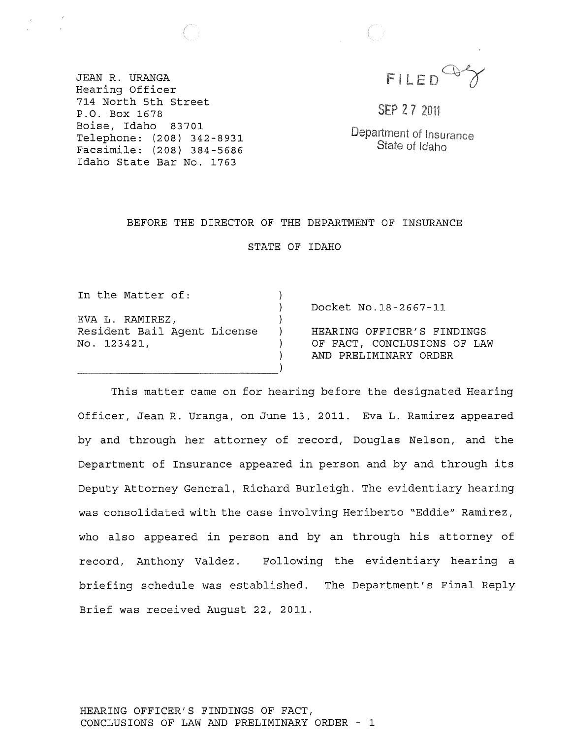JEAN R. URANGA
Hearing Officer
714 North 5th Street
P.O. Box 1678
Boise, Idaho 83701
Telephone: (208) 342-8931
Facsimile: (208) 384-5686
Idaho State Bar No. 1763

FILED

SEP 27 2011

Department of Insurance
State of Idaho

BEFORE THE DIRECTOR OF THE DEPARTMENT OF INSURANCE

STATE OF IDAHO

| | |
|---|---|
| In the Matter of: | Docket No.18-2667-11 |
| EVA L. RAMIREZ, Resident Bail Agent License No. 123421, | HEARING OFFICER'S FINDINGS OF FACT, CONCLUSIONS OF LAW AND PRELIMINARY ORDER |

This matter came on for hearing before the designated Hearing Officer, Jean R. Uranga, on June 13, 2011. Eva L. Ramirez appeared by and through her attorney of record, Douglas Nelson, and the Department of Insurance appeared in person and by and through its Deputy Attorney General, Richard Burleigh. The evidentiary hearing was consolidated with the case involving Heriberto "Eddie" Ramirez, who also appeared in person and by an through his attorney of record, Anthony Valdez. Following the evidentiary hearing a briefing schedule was established. The Department's Final Reply Brief was received August 22, 2011.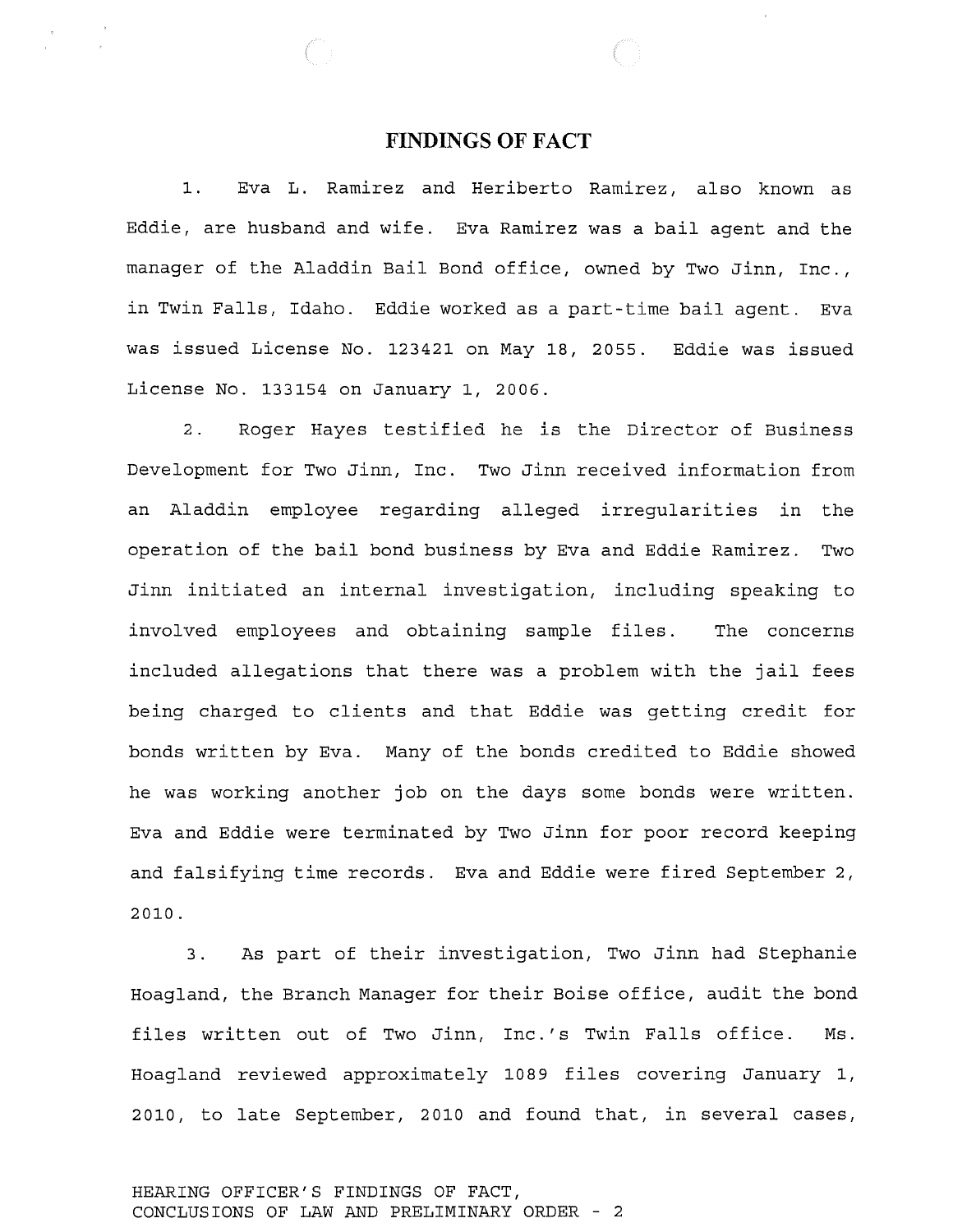## FINDINGS OF FACT

1. Eva L. Ramirez and Heriberto Ramirez, also known as Eddie, are husband and wife. Eva Ramirez was a bail agent and the manager of the Aladdin Bail Bond office, owned by Two Jinn, Inc., in Twin Falls, Idaho. Eddie worked as a part-time bail agent. Eva was issued License No. 123421 on May 18, 2055. Eddie was issued License No. 133154 on January 1, 2006.

2. Roger Hayes testified he is the Director of Business Development for Two Jinn, Inc. Two Jinn received information from an Aladdin employee regarding alleged irregularities in the operation of the bail bond business by Eva and Eddie Ramirez. Two Jinn initiated an internal investigation, including speaking to involved employees and obtaining sample files. The concerns included allegations that there was a problem with the jail fees being charged to clients and that Eddie was getting credit for bonds written by Eva. Many of the bonds credited to Eddie showed he was working another job on the days some bonds were written. Eva and Eddie were terminated by Two Jinn for poor record keeping and falsifying time records. Eva and Eddie were fired September 2, 2010.

3. As part of their investigation, Two Jinn had Stephanie Hoagland, the Branch Manager for their Boise office, audit the bond files written out of Two Jinn, Inc.'s Twin Falls office. Ms. Hoagland reviewed approximately 1089 files covering January 1, 2010, to late September, 2010 and found that, in several cases,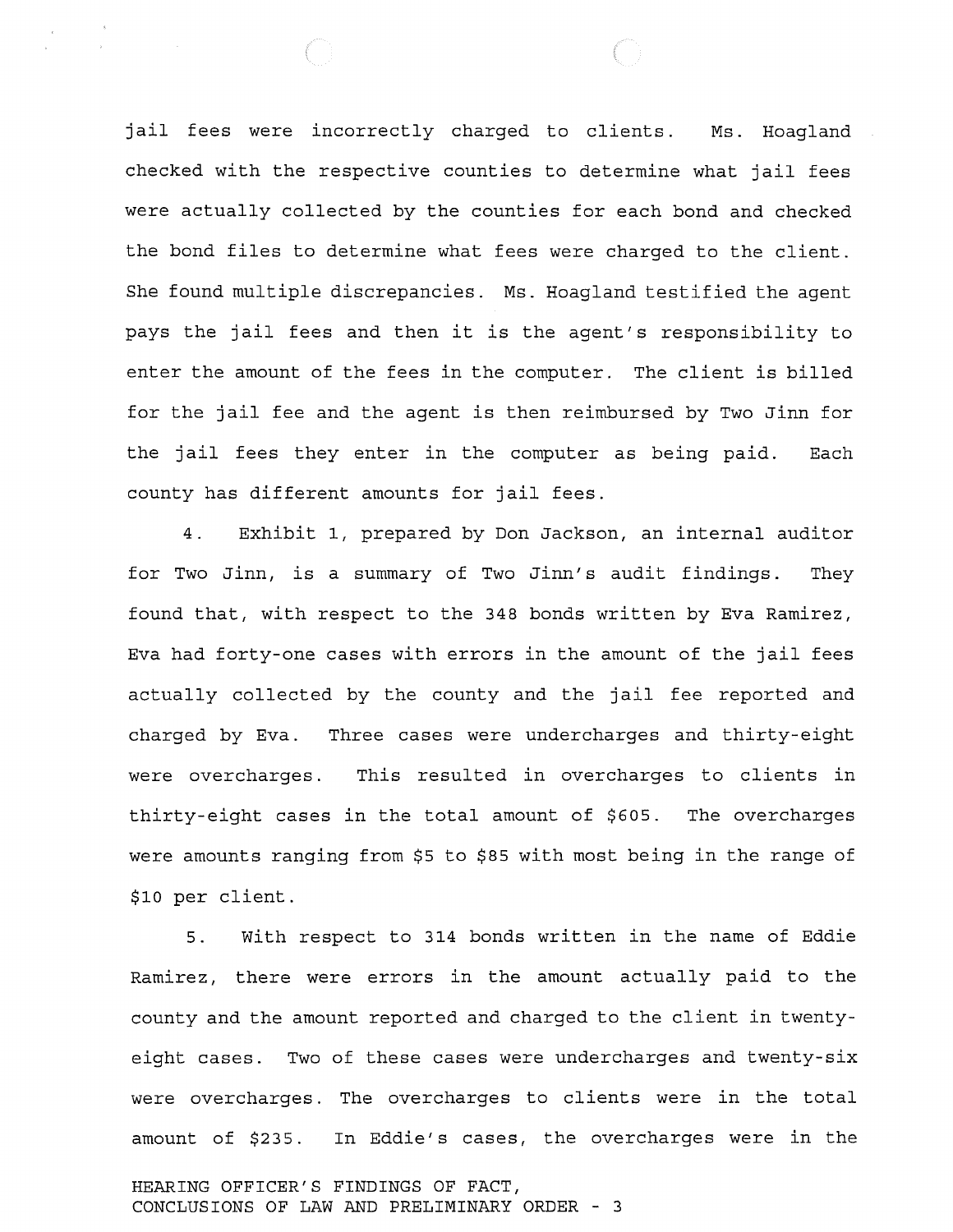jail fees were incorrectly charged to clients. Ms. Hoagland checked with the respective counties to determine what jail fees were actually collected by the counties for each bond and checked the bond files to determine what fees were charged to the client. She found multiple discrepancies. Ms. Hoagland testified the agent pays the jail fees and then it is the agent's responsibility to enter the amount of the fees in the computer. The client is billed for the jail fee and the agent is then reimbursed by Two Jinn for the jail fees they enter in the computer as being paid. Each county has different amounts for jail fees.

4. Exhibit 1, prepared by Don Jackson, an internal auditor for Two Jinn, is a summary of Two Jinn's audit findings. They found that, with respect to the 348 bonds written by Eva Ramirez, Eva had forty-one cases with errors in the amount of the jail fees actually collected by the county and the jail fee reported and charged by Eva. Three cases were undercharges and thirty-eight were overcharges. This resulted in overcharges to clients in thirty-eight cases in the total amount of $605. The overcharges were amounts ranging from $5 to $85 with most being in the range of $10 per client.

5. With respect to 314 bonds written in the name of Eddie Ramirez, there were errors in the amount actually paid to the county and the amount reported and charged to the client in twenty-eight cases. Two of these cases were undercharges and twenty-six were overcharges. The overcharges to clients were in the total amount of $235. In Eddie's cases, the overcharges were in the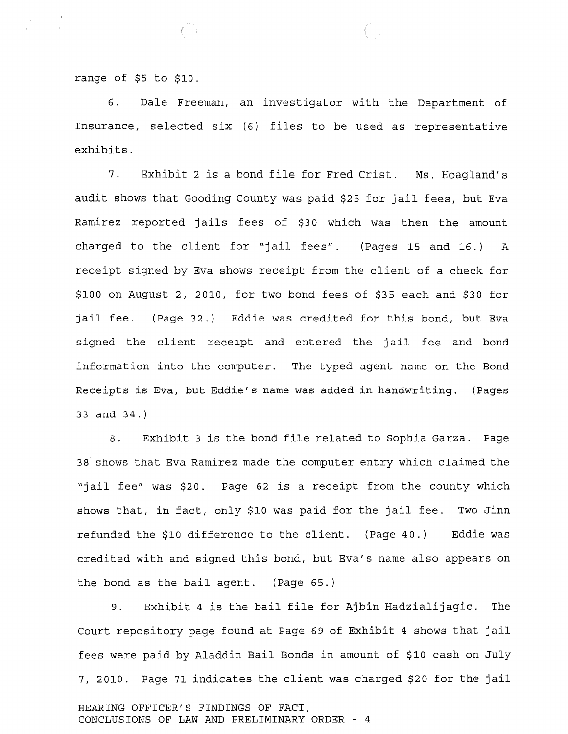range of $5 to $10.

6. Dale Freeman, an investigator with the Department of Insurance, selected six (6) files to be used as representative exhibits.

7. Exhibit 2 is a bond file for Fred Crist. Ms. Hoagland's audit shows that Gooding County was paid $25 for jail fees, but Eva Ramirez reported jails fees of $30 which was then the amount charged to the client for "jail fees". (Pages 15 and 16.) A receipt signed by Eva shows receipt from the client of a check for $100 on August 2, 2010, for two bond fees of $35 each and $30 for jail fee. (Page 32.) Eddie was credited for this bond, but Eva signed the client receipt and entered the jail fee and bond information into the computer. The typed agent name on the Bond Receipts is Eva, but Eddie's name was added in handwriting. (Pages 33 and 34.)

8. Exhibit 3 is the bond file related to Sophia Garza. Page 38 shows that Eva Ramirez made the computer entry which claimed the "jail fee" was $20. Page 62 is a receipt from the county which shows that, in fact, only $10 was paid for the jail fee. Two Jinn refunded the $10 difference to the client. (Page 40.) Eddie was credited with and signed this bond, but Eva's name also appears on the bond as the bail agent. (Page 65.)

9. Exhibit 4 is the bail file for Ajbin Hadzialijagic. The Court repository page found at Page 69 of Exhibit 4 shows that jail fees were paid by Aladdin Bail Bonds in amount of $10 cash on July 7, 2010. Page 71 indicates the client was charged $20 for the jail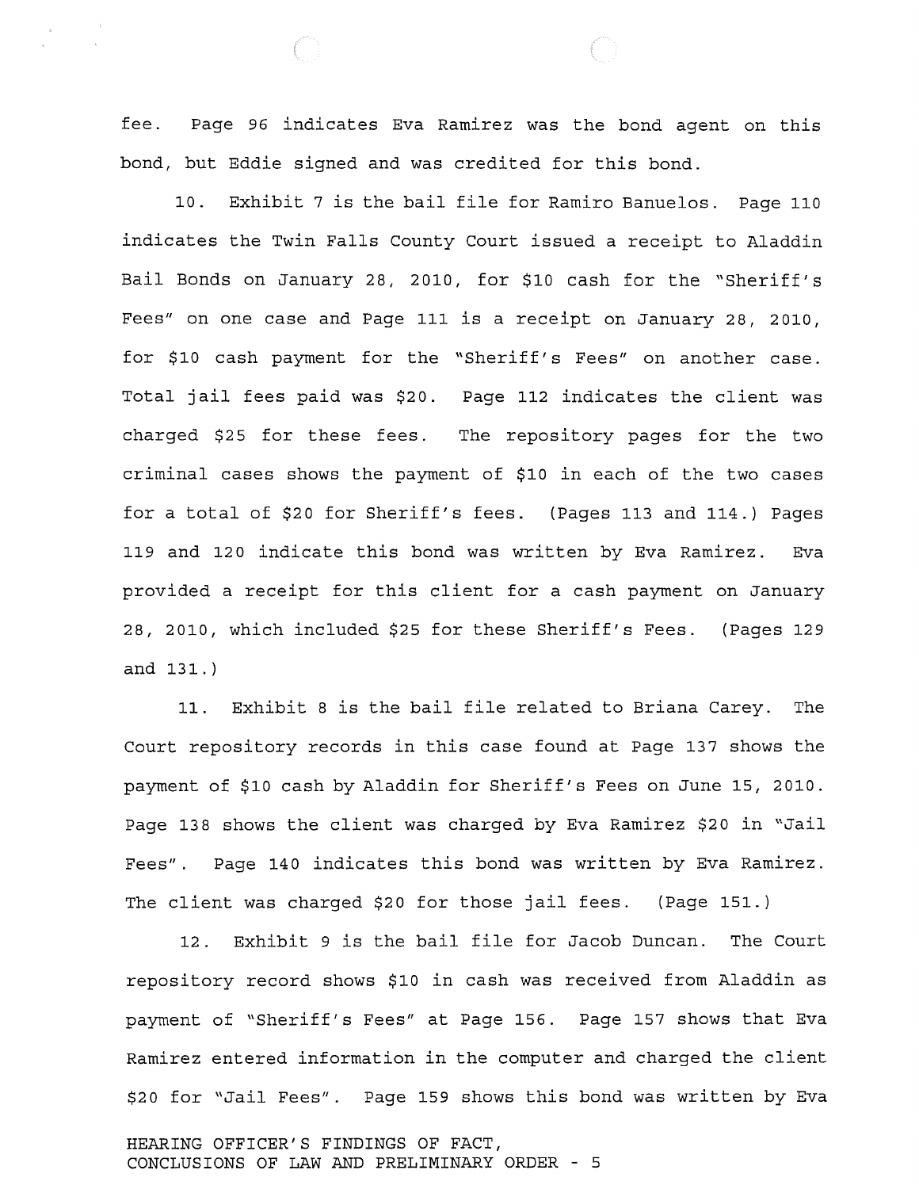fee. Page 96 indicates Eva Ramirez was the bond agent on this bond, but Eddie signed and was credited for this bond.

10. Exhibit 7 is the bail file for Ramiro Banuelos. Page 110 indicates the Twin Falls County Court issued a receipt to Aladdin Bail Bonds on January 28, 2010, for $10 cash for the "Sheriff's Fees" on one case and Page 111 is a receipt on January 28, 2010, for $10 cash payment for the "Sheriff's Fees" on another case. Total jail fees paid was $20. Page 112 indicates the client was charged $25 for these fees. The repository pages for the two criminal cases shows the payment of $10 in each of the two cases for a total of $20 for Sheriff's fees. (Pages 113 and 114.) Pages 119 and 120 indicate this bond was written by Eva Ramirez. Eva provided a receipt for this client for a cash payment on January 28, 2010, which included $25 for these Sheriff's Fees. (Pages 129 and 131.)

11. Exhibit 8 is the bail file related to Briana Carey. The Court repository records in this case found at Page 137 shows the payment of $10 cash by Aladdin for Sheriff's Fees on June 15, 2010. Page 138 shows the client was charged by Eva Ramirez $20 in "Jail Fees". Page 140 indicates this bond was written by Eva Ramirez. The client was charged $20 for those jail fees. (Page 151.)

12. Exhibit 9 is the bail file for Jacob Duncan. The Court repository record shows $10 in cash was received from Aladdin as payment of "Sheriff's Fees" at Page 156. Page 157 shows that Eva Ramirez entered information in the computer and charged the client $20 for "Jail Fees". Page 159 shows this bond was written by Eva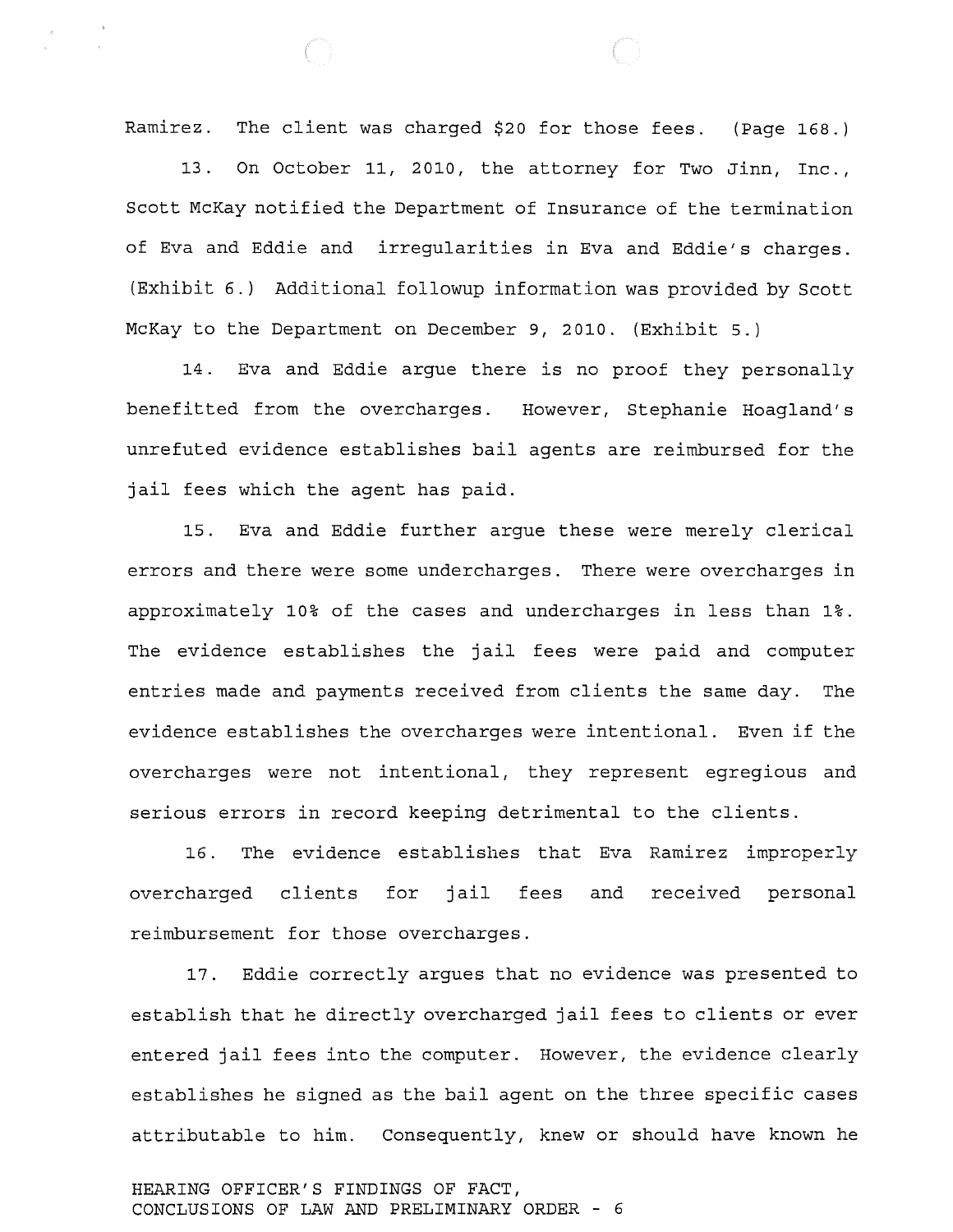Ramirez. The client was charged $20 for those fees. (Page 168.)

13. On October 11, 2010, the attorney for Two Jinn, Inc., Scott McKay notified the Department of Insurance of the termination of Eva and Eddie and irregularities in Eva and Eddie's charges. (Exhibit 6.) Additional followup information was provided by Scott McKay to the Department on December 9, 2010. (Exhibit 5.)

14. Eva and Eddie argue there is no proof they personally benefitted from the overcharges. However, Stephanie Hoagland's unrefuted evidence establishes bail agents are reimbursed for the jail fees which the agent has paid.

15. Eva and Eddie further argue these were merely clerical errors and there were some undercharges. There were overcharges in approximately 10% of the cases and undercharges in less than 1%. The evidence establishes the jail fees were paid and computer entries made and payments received from clients the same day. The evidence establishes the overcharges were intentional. Even if the overcharges were not intentional, they represent egregious and serious errors in record keeping detrimental to the clients.

16. The evidence establishes that Eva Ramirez improperly overcharged clients for jail fees and received personal reimbursement for those overcharges.

17. Eddie correctly argues that no evidence was presented to establish that he directly overcharged jail fees to clients or ever entered jail fees into the computer. However, the evidence clearly establishes he signed as the bail agent on the three specific cases attributable to him. Consequently, knew or should have known he

HEARING OFFICER'S FINDINGS OF FACT,
CONCLUSIONS OF LAW AND PRELIMINARY ORDER - 6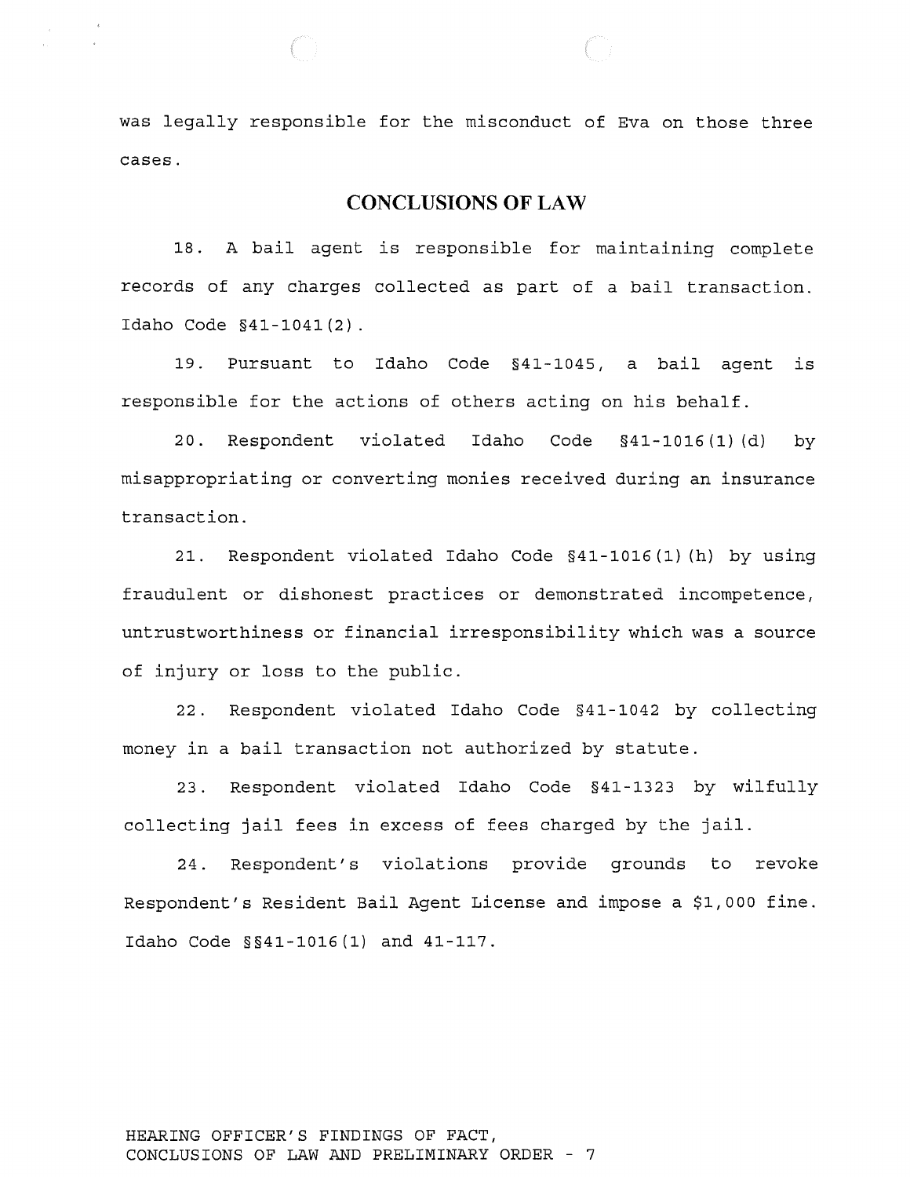was legally responsible for the misconduct of Eva on those three cases.

## CONCLUSIONS OF LAW

18. A bail agent is responsible for maintaining complete records of any charges collected as part of a bail transaction. Idaho Code §41-1041(2).

19. Pursuant to Idaho Code §41-1045, a bail agent is responsible for the actions of others acting on his behalf.

20. Respondent violated Idaho Code §41-1016(1)(d) by misappropriating or converting monies received during an insurance transaction.

21. Respondent violated Idaho Code §41-1016(1)(h) by using fraudulent or dishonest practices or demonstrated incompetence, untrustworthiness or financial irresponsibility which was a source of injury or loss to the public.

22. Respondent violated Idaho Code §41-1042 by collecting money in a bail transaction not authorized by statute.

23. Respondent violated Idaho Code §41-1323 by wilfully collecting jail fees in excess of fees charged by the jail.

24. Respondent's violations provide grounds to revoke Respondent's Resident Bail Agent License and impose a $1,000 fine. Idaho Code §§41-1016(1) and 41-117.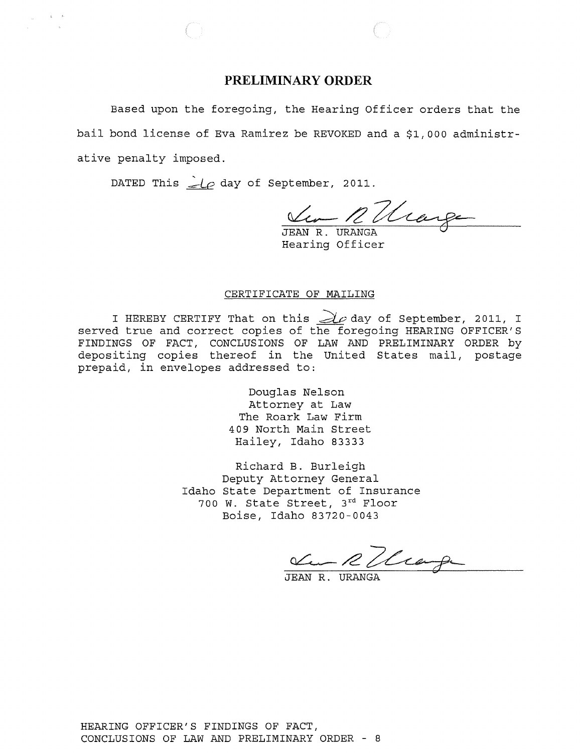## PRELIMINARY ORDER

Based upon the foregoing, the Hearing Officer orders that the bail bond license of Eva Ramirez be REVOKED and a $1,000 administrative penalty imposed.

DATED This 26 day of September, 2011.

JEAN R. URANGA
Hearing Officer

### CERTIFICATE OF MAILING

I HEREBY CERTIFY That on this 26 day of September, 2011, I served true and correct copies of the foregoing HEARING OFFICER'S FINDINGS OF FACT, CONCLUSIONS OF LAW AND PRELIMINARY ORDER by depositing copies thereof in the United States mail, postage prepaid, in envelopes addressed to:

Douglas Nelson
Attorney at Law
The Roark Law Firm
409 North Main Street
Hailey, Idaho 83333

Richard B. Burleigh
Deputy Attorney General
Idaho State Department of Insurance
700 W. State Street, 3rd Floor
Boise, Idaho 83720-0043

JEAN R. URANGA